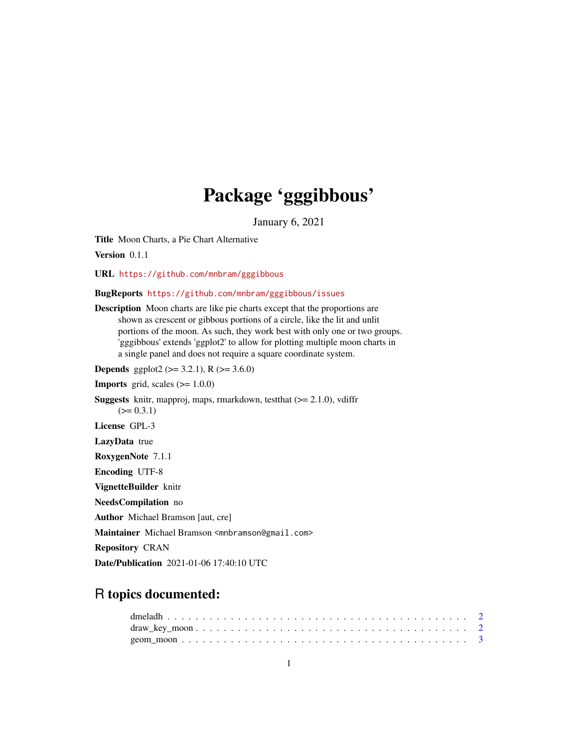# Package 'gggibbous'

January 6, 2021

**Title** Moon Charts, a Pie Chart Alternative

**Version** 0.1.1

**URL** https://github.com/mnbram/gggibbous

**BugReports** https://github.com/mnbram/gggibbous/issues

**Description** Moon charts are like pie charts except that the proportions are shown as crescent or gibbous portions of a circle, like the lit and unlit portions of the moon. As such, they work best with only one or two groups. 'gggibbous' extends 'ggplot2' to allow for plotting multiple moon charts in a single panel and does not require a square coordinate system.

**Depends** ggplot2 (>= 3.2.1), R (>= 3.6.0)

**Imports** grid, scales (>= 1.0.0)

**Suggests** knitr, mapproj, maps, rmarkdown, testthat (>= 2.1.0), vdiffr (>= 0.3.1)

**License** GPL-3

**LazyData** true

**RoxygenNote** 7.1.1

**Encoding** UTF-8

**VignetteBuilder** knitr

**NeedsCompilation** no

**Author** Michael Bramson [aut, cre]

**Maintainer** Michael Bramson <mnbramson@gmail.com>

**Repository** CRAN

**Date/Publication** 2021-01-06 17:40:10 UTC

## R topics documented:

- dmeladh . . . . . . . . . . . . . . . . . . . . . . . . . . . . . . . . . . . . . . . . 2
- draw_key_moon . . . . . . . . . . . . . . . . . . . . . . . . . . . . . . . . . . . . 2
- geom_moon . . . . . . . . . . . . . . . . . . . . . . . . . . . . . . . . . . . . . . 3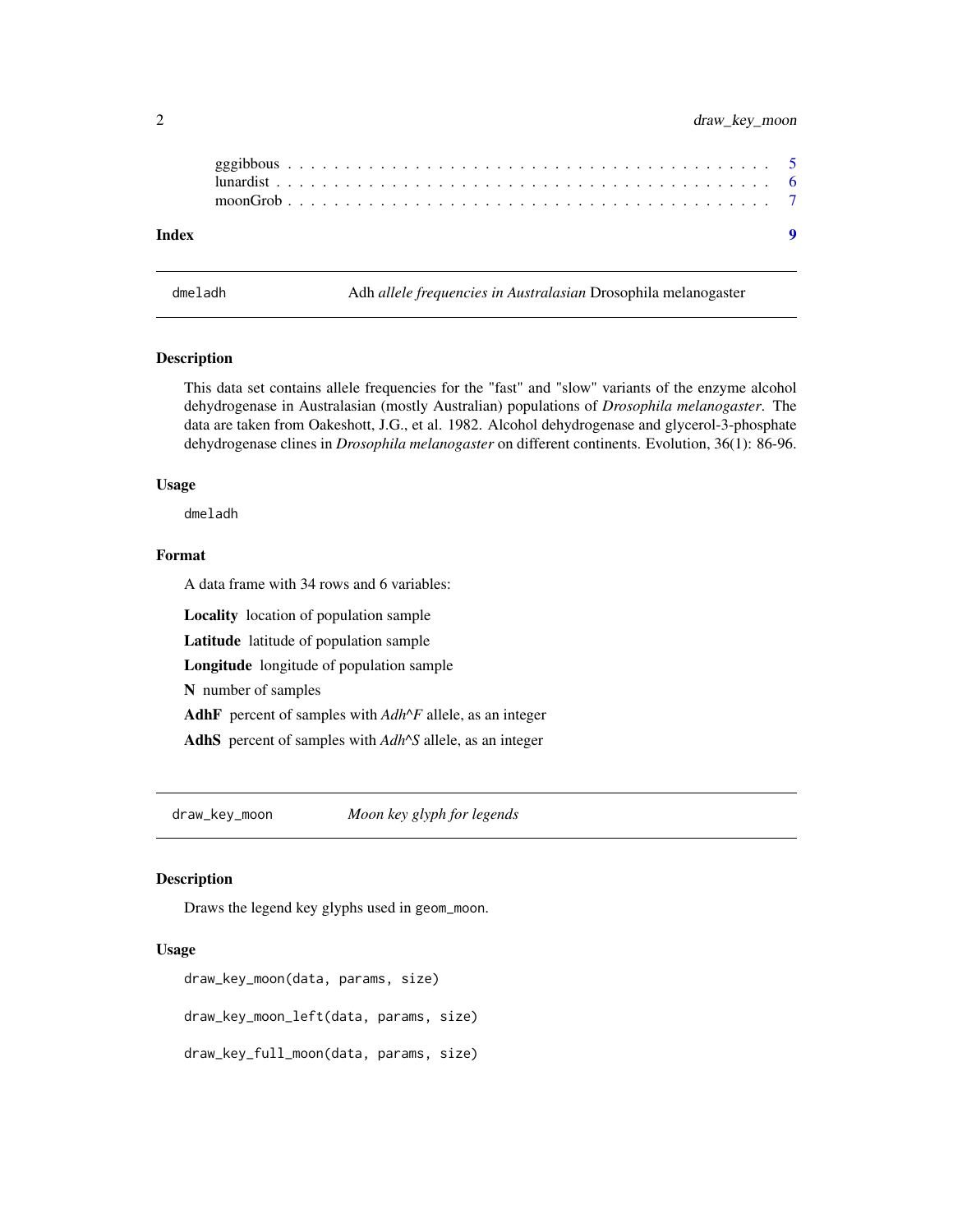gggibbous . . . . . . . . . . . . . . . . . . . . . . . . . . . . . . . . . . . . . . 5
lunardist . . . . . . . . . . . . . . . . . . . . . . . . . . . . . . . . . . . . . . 6
moonGrob . . . . . . . . . . . . . . . . . . . . . . . . . . . . . . . . . . . . . . 7

**Index** **9**

---

## dmeladh — Adh *allele frequencies in Australasian* Drosophila melanogaster

### Description

This data set contains allele frequencies for the "fast" and "slow" variants of the enzyme alcohol dehydrogenase in Australasian (mostly Australian) populations of *Drosophila melanogaster*. The data are taken from Oakeshott, J.G., et al. 1982. Alcohol dehydrogenase and glycerol-3-phosphate dehydrogenase clines in *Drosophila melanogaster* on different continents. Evolution, 36(1): 86-96.

### Usage

```
dmeladh
```

### Format

A data frame with 34 rows and 6 variables:

**Locality** location of population sample

**Latitude** latitude of population sample

**Longitude** longitude of population sample

**N** number of samples

**AdhF** percent of samples with *Adh^F* allele, as an integer

**AdhS** percent of samples with *Adh^S* allele, as an integer

---

## draw_key_moon — *Moon key glyph for legends*

### Description

Draws the legend key glyphs used in geom_moon.

### Usage

```
draw_key_moon(data, params, size)

draw_key_moon_left(data, params, size)

draw_key_full_moon(data, params, size)
```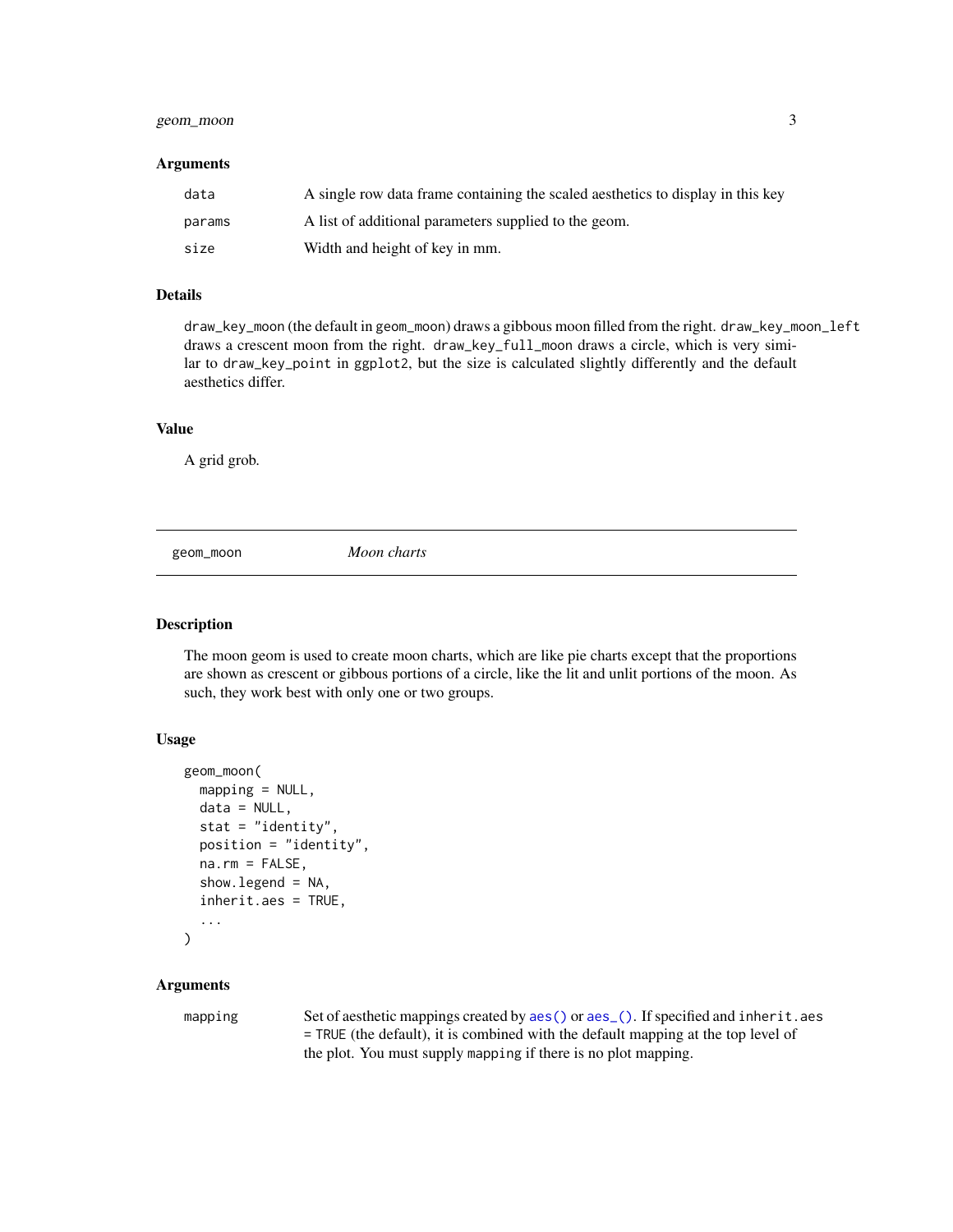### Arguments

| | |
|---|---|
| `data` | A single row data frame containing the scaled aesthetics to display in this key |
| `params` | A list of additional parameters supplied to the geom. |
| `size` | Width and height of key in mm. |

### Details

`draw_key_moon` (the default in `geom_moon`) draws a gibbous moon filled from the right. `draw_key_moon_left` draws a crescent moon from the right. `draw_key_full_moon` draws a circle, which is very similar to `draw_key_point` in `ggplot2`, but the size is calculated slightly differently and the default aesthetics differ.

### Value

A grid grob.

---

## `geom_moon` *Moon charts*

---

### Description

The moon geom is used to create moon charts, which are like pie charts except that the proportions are shown as crescent or gibbous portions of a circle, like the lit and unlit portions of the moon. As such, they work best with only one or two groups.

### Usage

```
geom_moon(
  mapping = NULL,
  data = NULL,
  stat = "identity",
  position = "identity",
  na.rm = FALSE,
  show.legend = NA,
  inherit.aes = TRUE,
  ...
)
```

### Arguments

| | |
|---|---|
| `mapping` | Set of aesthetic mappings created by `aes()` or `aes_()`. If specified and `inherit.aes = TRUE` (the default), it is combined with the default mapping at the top level of the plot. You must supply `mapping` if there is no plot mapping. |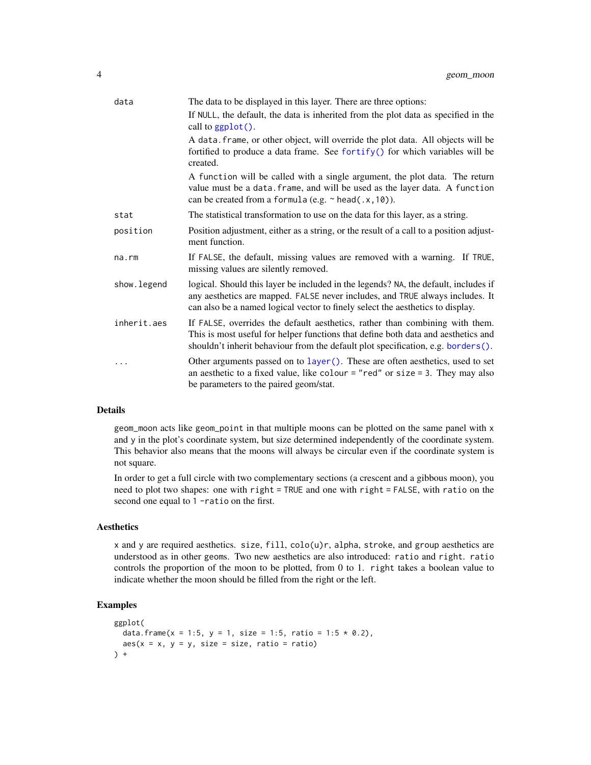| | |
|---|---|
| `data` | The data to be displayed in this layer. There are three options:<br>If `NULL`, the default, the data is inherited from the plot data as specified in the call to `ggplot()`.<br>A `data.frame`, or other object, will override the plot data. All objects will be fortified to produce a data frame. See `fortify()` for which variables will be created.<br>A `function` will be called with a single argument, the plot data. The return value must be a `data.frame`, and will be used as the layer data. A `function` can be created from a `formula` (e.g. `~ head(.x,10)`). |
| `stat` | The statistical transformation to use on the data for this layer, as a string. |
| `position` | Position adjustment, either as a string, or the result of a call to a position adjustment function. |
| `na.rm` | If `FALSE`, the default, missing values are removed with a warning. If `TRUE`, missing values are silently removed. |
| `show.legend` | logical. Should this layer be included in the legends? `NA`, the default, includes if any aesthetics are mapped. `FALSE` never includes, and `TRUE` always includes. It can also be a named logical vector to finely select the aesthetics to display. |
| `inherit.aes` | If `FALSE`, overrides the default aesthetics, rather than combining with them. This is most useful for helper functions that define both data and aesthetics and shouldn't inherit behaviour from the default plot specification, e.g. `borders()`. |
| `...` | Other arguments passed on to `layer()`. These are often aesthetics, used to set an aesthetic to a fixed value, like `colour = "red"` or `size = 3`. They may also be parameters to the paired geom/stat. |

## Details

`geom_moon` acts like `geom_point` in that multiple moons can be plotted on the same panel with `x` and `y` in the plot's coordinate system, but size determined independently of the coordinate system. This behavior also means that the moons will always be circular even if the coordinate system is not square.

In order to get a full circle with two complementary sections (a crescent and a gibbous moon), you need to plot two shapes: one with `right = TRUE` and one with `right = FALSE`, with `ratio` on the second one equal to `1 -ratio` on the first.

## Aesthetics

`x` and `y` are required aesthetics. `size`, `fill`, `colo(u)r`, `alpha`, `stroke`, and `group` aesthetics are understood as in other geoms. Two new aesthetics are also introduced: `ratio` and `right`. `ratio` controls the proportion of the moon to be plotted, from 0 to 1. `right` takes a boolean value to indicate whether the moon should be filled from the right or the left.

## Examples

```
ggplot(
  data.frame(x = 1:5, y = 1, size = 1:5, ratio = 1:5 * 0.2),
  aes(x = x, y = y, size = size, ratio = ratio)
) +
```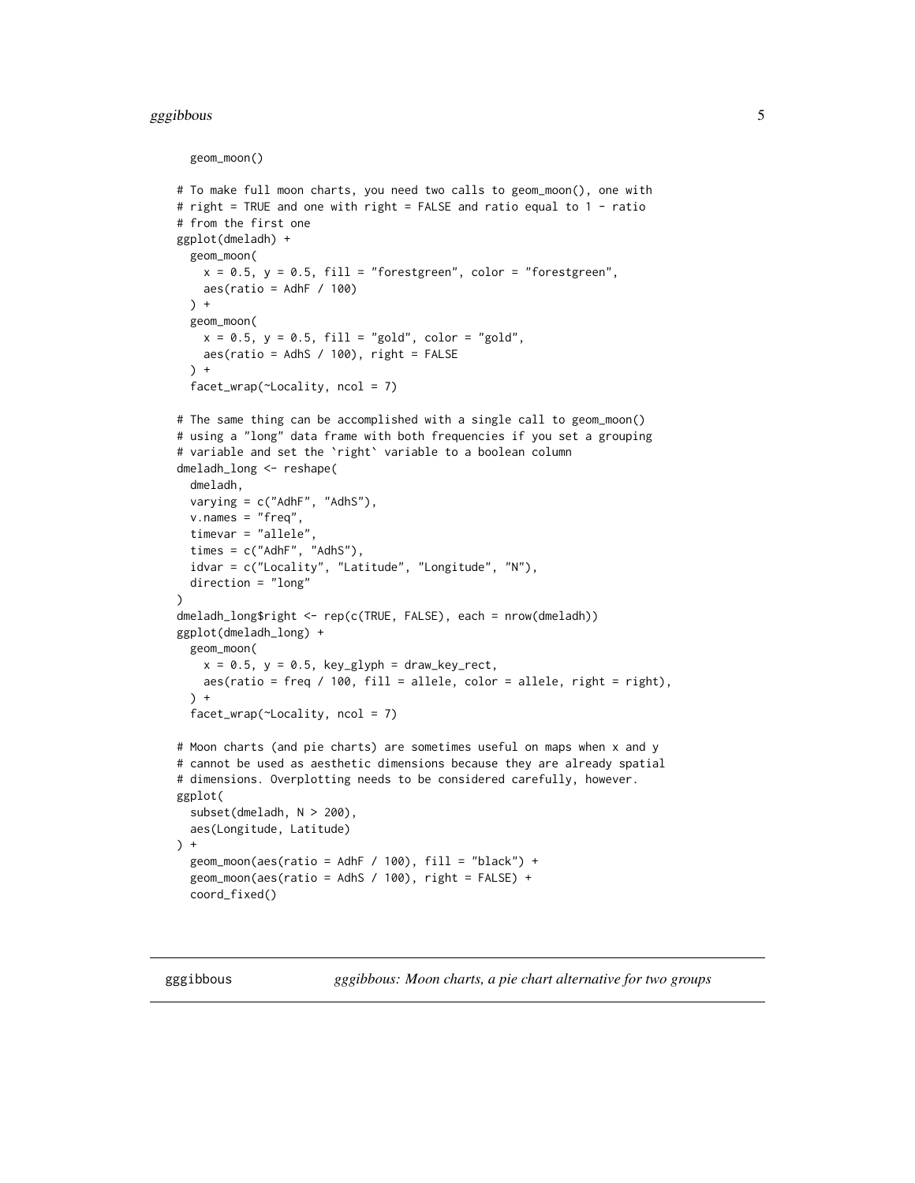```
  geom_moon()

# To make full moon charts, you need two calls to geom_moon(), one with
# right = TRUE and one with right = FALSE and ratio equal to 1 - ratio
# from the first one
ggplot(dmeladh) +
  geom_moon(
    x = 0.5, y = 0.5, fill = "forestgreen", color = "forestgreen",
    aes(ratio = AdhF / 100)
  ) +
  geom_moon(
    x = 0.5, y = 0.5, fill = "gold", color = "gold",
    aes(ratio = AdhS / 100), right = FALSE
  ) +
  facet_wrap(~Locality, ncol = 7)

# The same thing can be accomplished with a single call to geom_moon()
# using a "long" data frame with both frequencies if you set a grouping
# variable and set the `right` variable to a boolean column
dmeladh_long <- reshape(
  dmeladh,
  varying = c("AdhF", "AdhS"),
  v.names = "freq",
  timevar = "allele",
  times = c("AdhF", "AdhS"),
  idvar = c("Locality", "Latitude", "Longitude", "N"),
  direction = "long"
)
dmeladh_long$right <- rep(c(TRUE, FALSE), each = nrow(dmeladh))
ggplot(dmeladh_long) +
  geom_moon(
    x = 0.5, y = 0.5, key_glyph = draw_key_rect,
    aes(ratio = freq / 100, fill = allele, color = allele, right = right),
  ) +
  facet_wrap(~Locality, ncol = 7)

# Moon charts (and pie charts) are sometimes useful on maps when x and y
# cannot be used as aesthetic dimensions because they are already spatial
# dimensions. Overplotting needs to be considered carefully, however.
ggplot(
  subset(dmeladh, N > 200),
  aes(Longitude, Latitude)
) +
  geom_moon(aes(ratio = AdhF / 100), fill = "black") +
  geom_moon(aes(ratio = AdhS / 100), right = FALSE) +
  coord_fixed()
```

---

## gggibbous    *gggibbous: Moon charts, a pie chart alternative for two groups*

---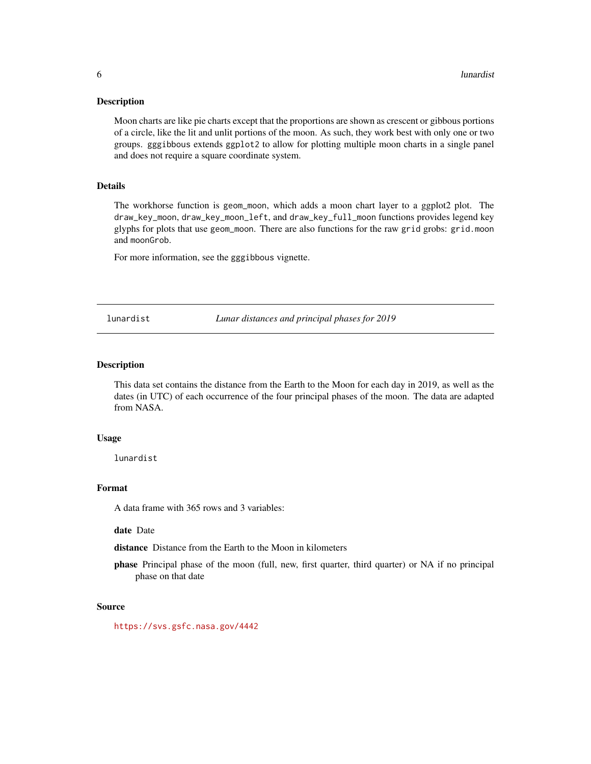### Description

Moon charts are like pie charts except that the proportions are shown as crescent or gibbous portions of a circle, like the lit and unlit portions of the moon. As such, they work best with only one or two groups. `gggibbous` extends `ggplot2` to allow for plotting multiple moon charts in a single panel and does not require a square coordinate system.

### Details

The workhorse function is `geom_moon`, which adds a moon chart layer to a ggplot2 plot. The `draw_key_moon`, `draw_key_moon_left`, and `draw_key_full_moon` functions provides legend key glyphs for plots that use `geom_moon`. There are also functions for the raw `grid` grobs: `grid.moon` and `moonGrob`.

For more information, see the `gggibbous` vignette.

---

## lunardist — *Lunar distances and principal phases for 2019*

---

### Description

This data set contains the distance from the Earth to the Moon for each day in 2019, as well as the dates (in UTC) of each occurrence of the four principal phases of the moon. The data are adapted from NASA.

### Usage

```
lunardist
```

### Format

A data frame with 365 rows and 3 variables:

**date** Date

**distance** Distance from the Earth to the Moon in kilometers

**phase** Principal phase of the moon (full, new, first quarter, third quarter) or NA if no principal phase on that date

### Source

https://svs.gsfc.nasa.gov/4442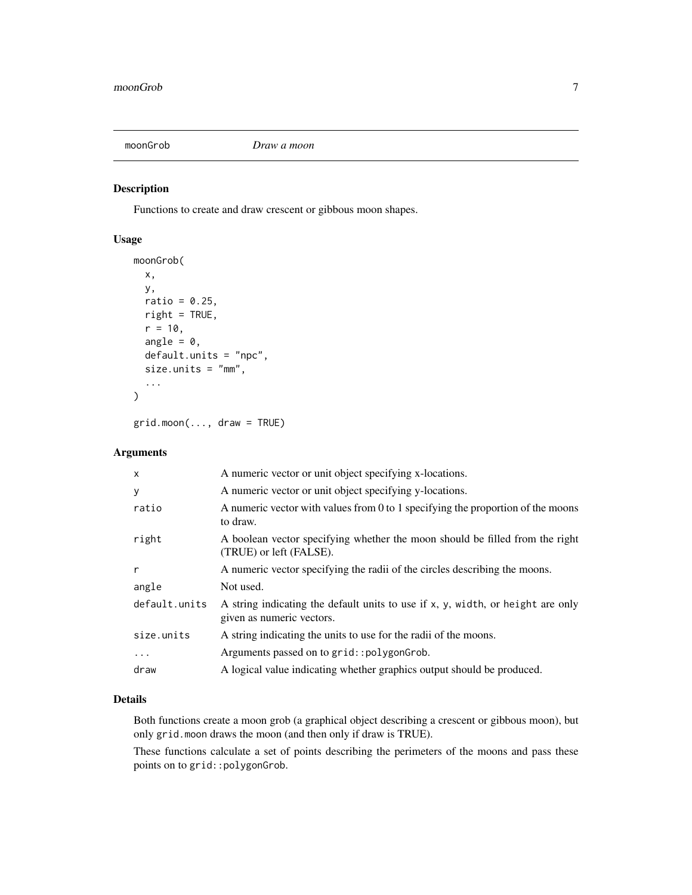moonGrob *Draw a moon*

## Description

Functions to create and draw crescent or gibbous moon shapes.

## Usage

```
moonGrob(
  x,
  y,
  ratio = 0.25,
  right = TRUE,
  r = 10,
  angle = 0,
  default.units = "npc",
  size.units = "mm",
  ...
)

grid.moon(..., draw = TRUE)
```

## Arguments

| | |
|---|---|
| x | A numeric vector or unit object specifying x-locations. |
| y | A numeric vector or unit object specifying y-locations. |
| ratio | A numeric vector with values from 0 to 1 specifying the proportion of the moons to draw. |
| right | A boolean vector specifying whether the moon should be filled from the right (TRUE) or left (FALSE). |
| r | A numeric vector specifying the radii of the circles describing the moons. |
| angle | Not used. |
| default.units | A string indicating the default units to use if `x`, `y`, `width`, or `height` are only given as numeric vectors. |
| size.units | A string indicating the units to use for the radii of the moons. |
| ... | Arguments passed on to `grid::polygonGrob`. |
| draw | A logical value indicating whether graphics output should be produced. |

## Details

Both functions create a moon grob (a graphical object describing a crescent or gibbous moon), but only `grid.moon` draws the moon (and then only if draw is TRUE).

These functions calculate a set of points describing the perimeters of the moons and pass these points on to `grid::polygonGrob`.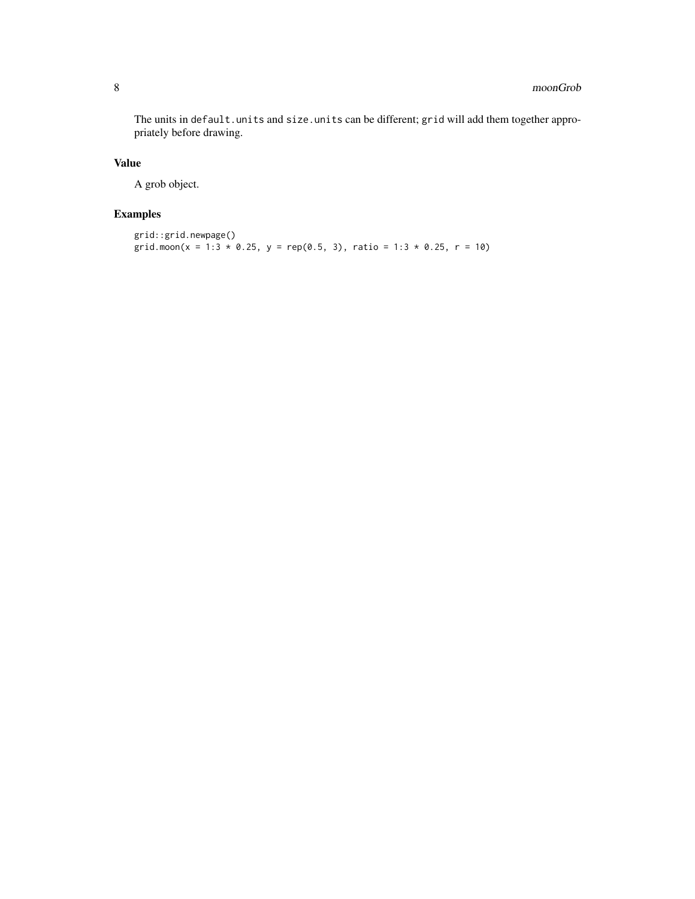The units in `default.units` and `size.units` can be different; `grid` will add them together appropriately before drawing.

## Value

A grob object.

## Examples

```
grid::grid.newpage()
grid.moon(x = 1:3 * 0.25, y = rep(0.5, 3), ratio = 1:3 * 0.25, r = 10)
```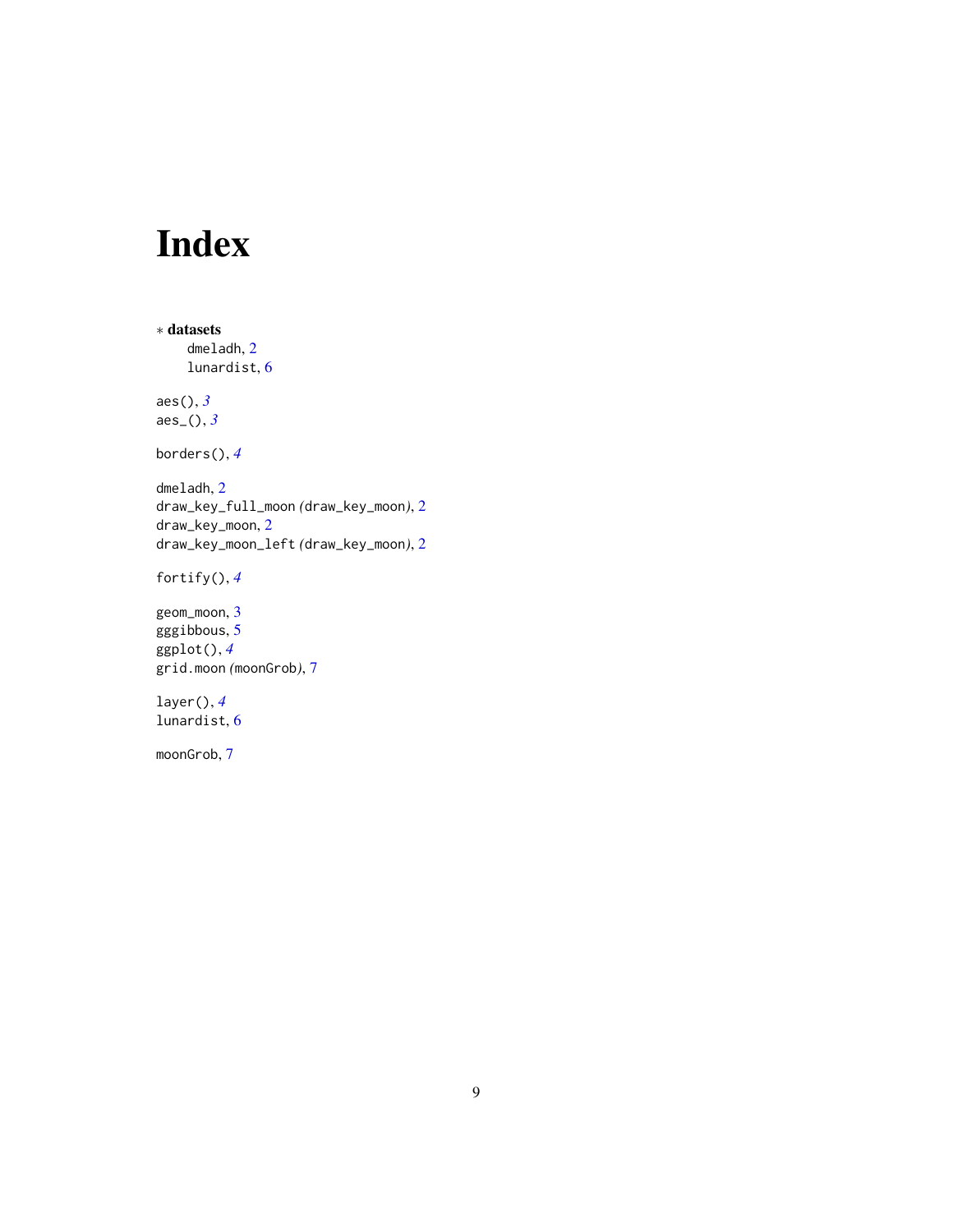# Index

∗ **datasets**
    dmeladh, 2
    lunardist, 6

aes(), *3*
aes_(), *3*

borders(), *4*

dmeladh, 2
draw_key_full_moon *(*draw_key_moon*)*, 2
draw_key_moon, 2
draw_key_moon_left *(*draw_key_moon*)*, 2

fortify(), *4*

geom_moon, 3
gggibbous, 5
ggplot(), *4*
grid.moon *(*moonGrob*)*, 7

layer(), *4*
lunardist, 6

moonGrob, 7